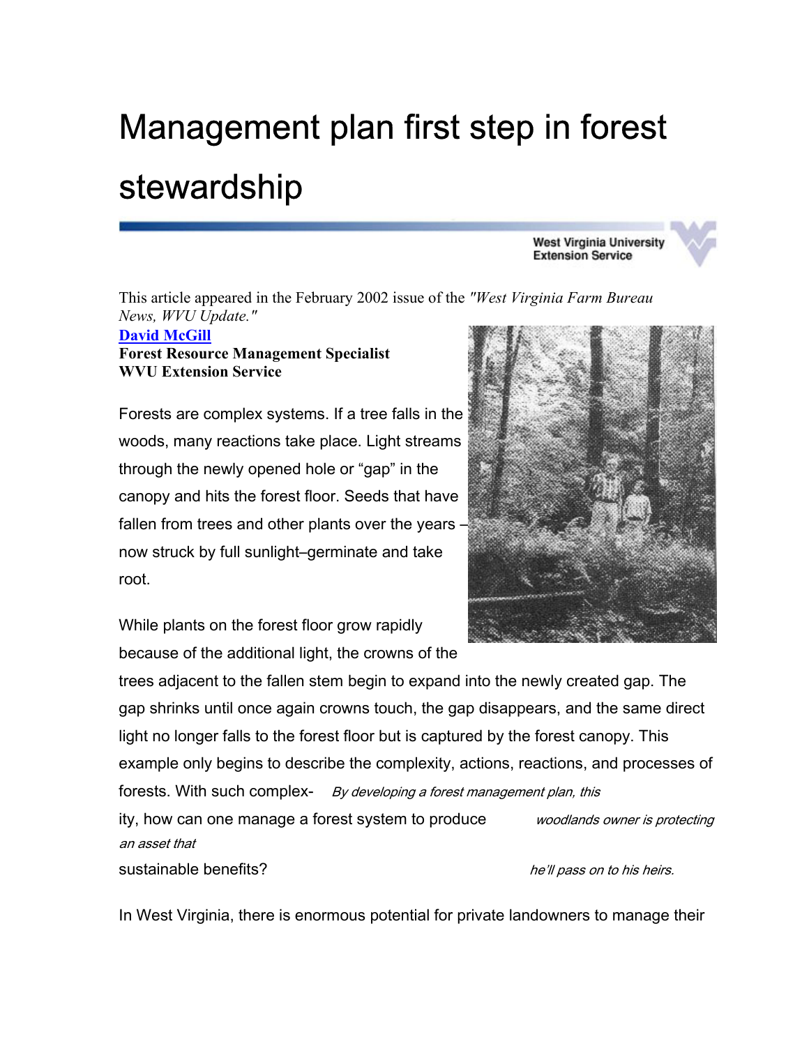# Management plan first step in forest stewardship

West Virginia University Extension Service

This article appeared in the February 2002 issue of the *"West Virginia Farm Bureau News, WVU Update."*

**David McGill**
**Forest Resource Management Specialist**
**WVU Extension Service**

Forests are complex systems. If a tree falls in the woods, many reactions take place. Light streams through the newly opened hole or "gap" in the canopy and hits the forest floor. Seeds that have fallen from trees and other plants over the years – now struck by full sunlight–germinate and take root.

While plants on the forest floor grow rapidly because of the additional light, the crowns of the trees adjacent to the fallen stem begin to expand into the newly created gap. The gap shrinks until once again crowns touch, the gap disappears, and the same direct light no longer falls to the forest floor but is captured by the forest canopy. This example only begins to describe the complexity, actions, reactions, and processes of forests. With such complexity, how can one manage a forest system to produce sustainable benefits?

*By developing a forest management plan, this woodlands owner is protecting an asset that he'll pass on to his heirs.*

In West Virginia, there is enormous potential for private landowners to manage their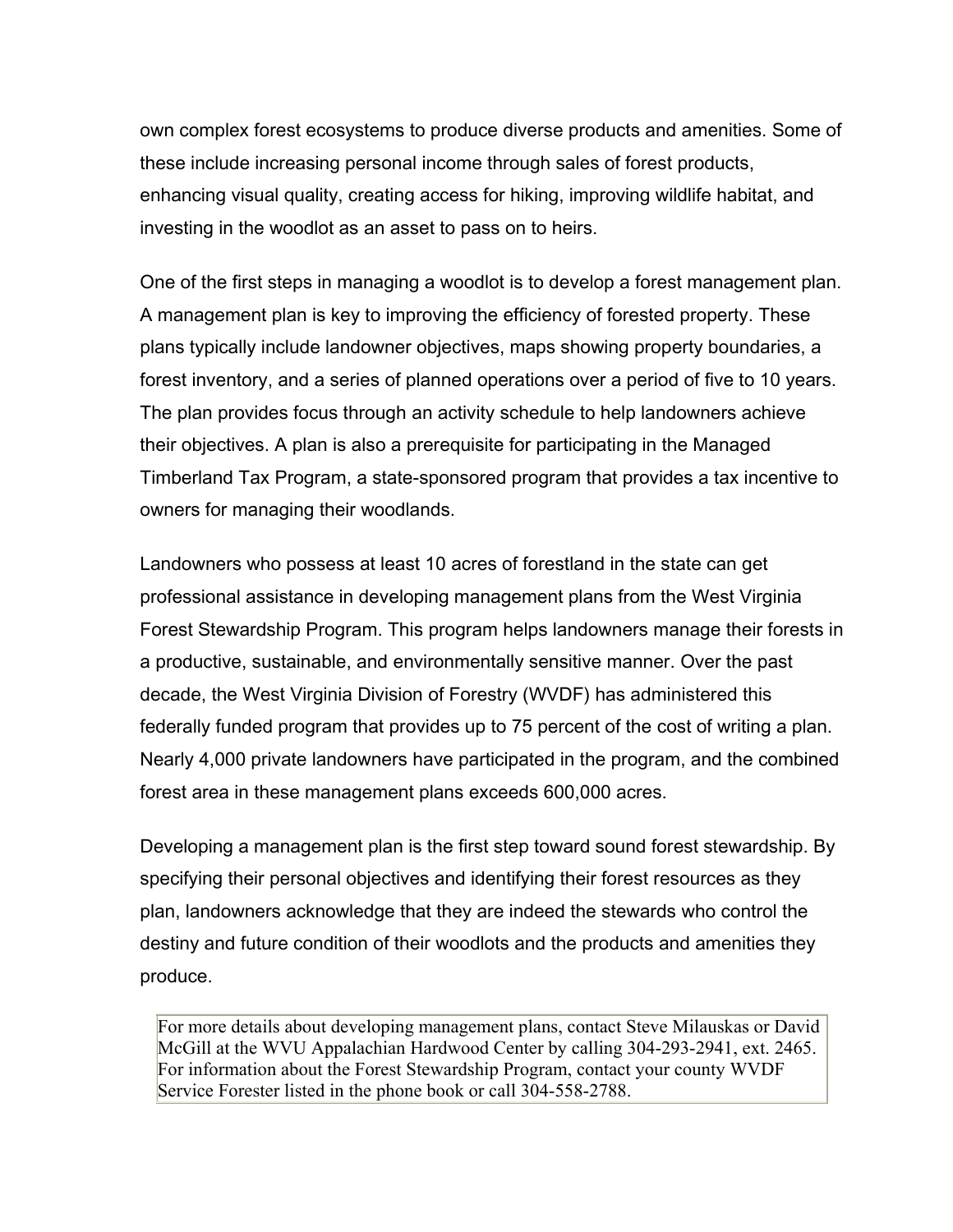own complex forest ecosystems to produce diverse products and amenities. Some of these include increasing personal income through sales of forest products, enhancing visual quality, creating access for hiking, improving wildlife habitat, and investing in the woodlot as an asset to pass on to heirs.

One of the first steps in managing a woodlot is to develop a forest management plan. A management plan is key to improving the efficiency of forested property. These plans typically include landowner objectives, maps showing property boundaries, a forest inventory, and a series of planned operations over a period of five to 10 years. The plan provides focus through an activity schedule to help landowners achieve their objectives. A plan is also a prerequisite for participating in the Managed Timberland Tax Program, a state-sponsored program that provides a tax incentive to owners for managing their woodlands.

Landowners who possess at least 10 acres of forestland in the state can get professional assistance in developing management plans from the West Virginia Forest Stewardship Program. This program helps landowners manage their forests in a productive, sustainable, and environmentally sensitive manner. Over the past decade, the West Virginia Division of Forestry (WVDF) has administered this federally funded program that provides up to 75 percent of the cost of writing a plan. Nearly 4,000 private landowners have participated in the program, and the combined forest area in these management plans exceeds 600,000 acres.

Developing a management plan is the first step toward sound forest stewardship. By specifying their personal objectives and identifying their forest resources as they plan, landowners acknowledge that they are indeed the stewards who control the destiny and future condition of their woodlots and the products and amenities they produce.

| For more details about developing management plans, contact Steve Milauskas or David McGill at the WVU Appalachian Hardwood Center by calling 304-293-2941, ext. 2465. For information about the Forest Stewardship Program, contact your county WVDF Service Forester listed in the phone book or call 304-558-2788. |
| --- |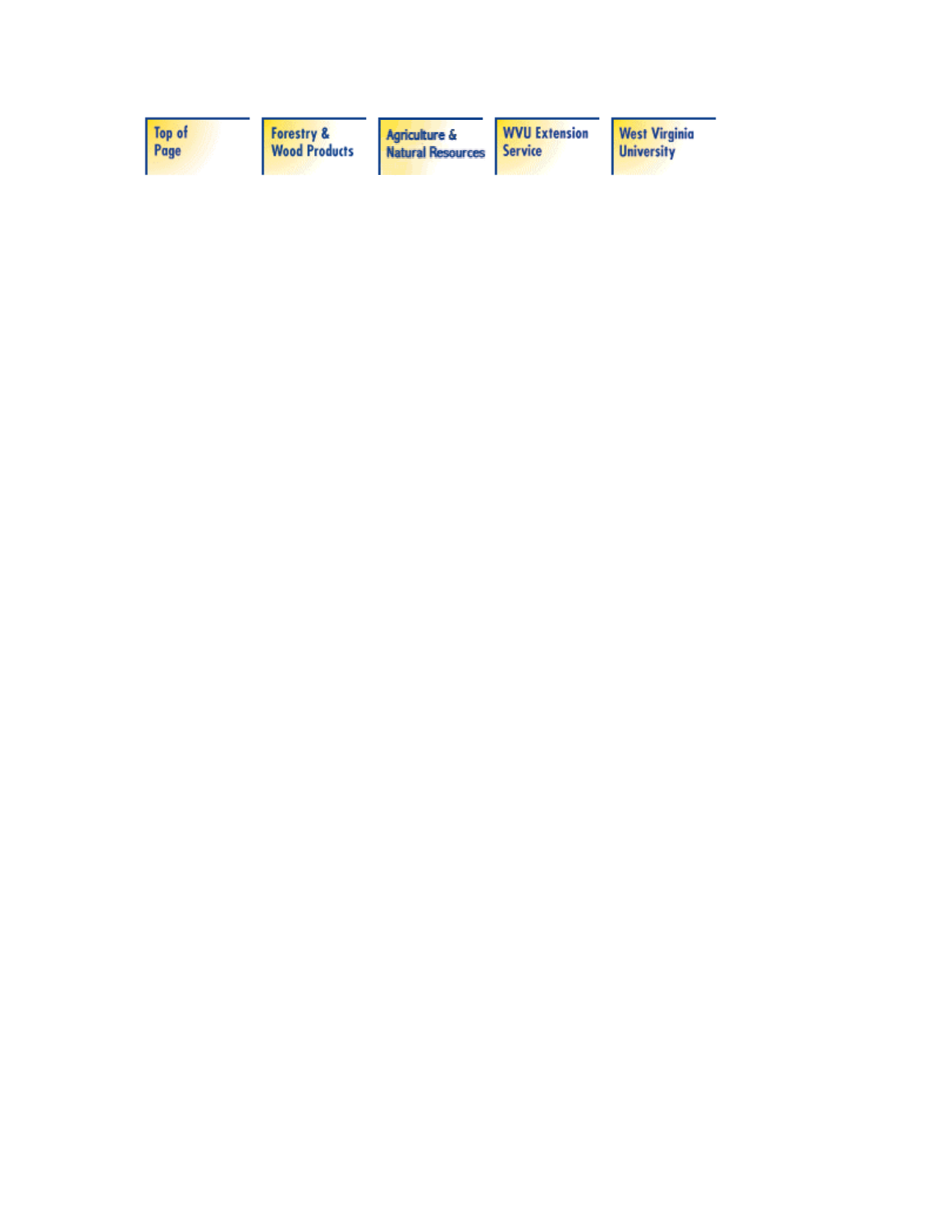Top of Page | Forestry & Wood Products | Agriculture & Natural Resources | WVU Extension Service | West Virginia University